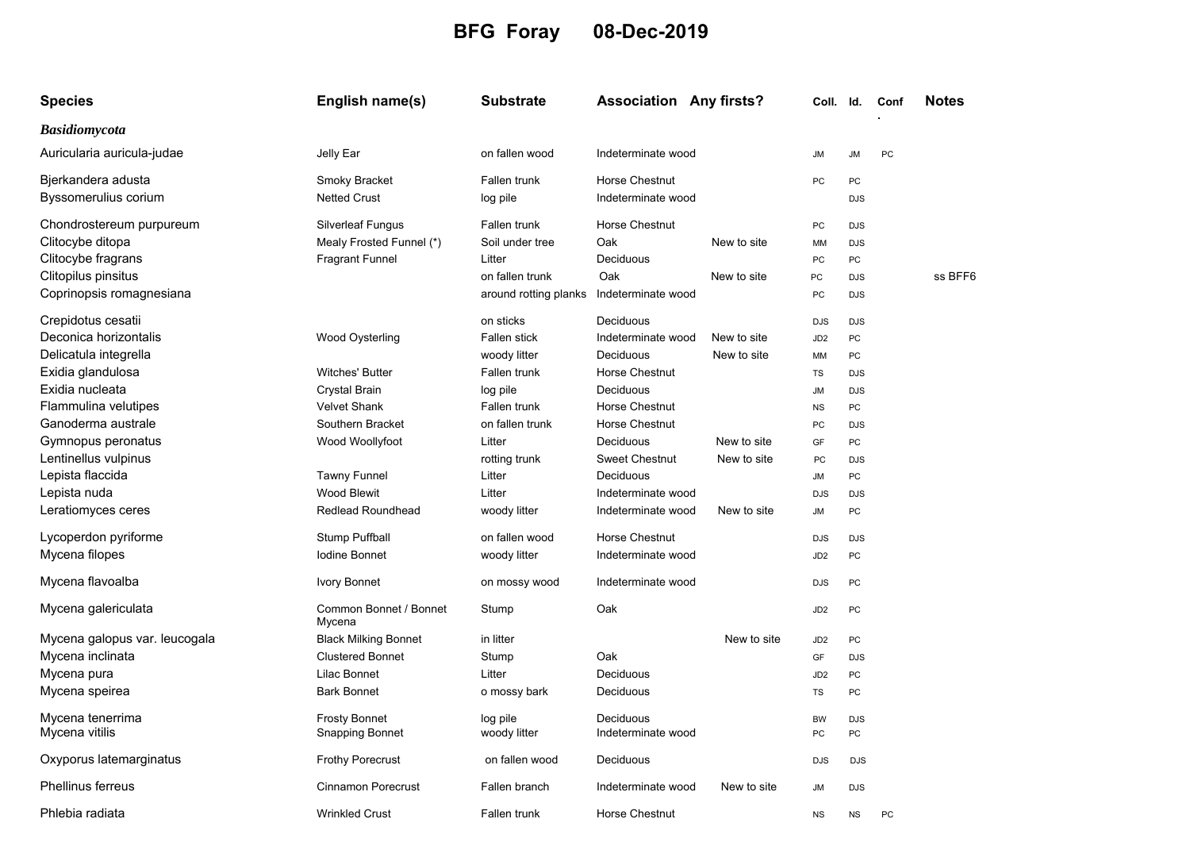# BFG Foray 08-Dec-2019

| Species | English name(s) | Substrate | Association | Any firsts? | Coll. | Id. | Conf. | Notes |
|---|---|---|---|---|---|---|---|---|
| ***Basidiomycota*** | | | | | | | | |
| Auricularia auricula-judae | Jelly Ear | on fallen wood | Indeterminate wood | | JM | JM | PC | |
| Bjerkandera adusta | Smoky Bracket | Fallen trunk | Horse Chestnut | | PC | PC | | |
| Byssomerulius corium | Netted Crust | log pile | Indeterminate wood | | | DJS | | |
| Chondrostereum purpureum | Silverleaf Fungus | Fallen trunk | Horse Chestnut | | PC | DJS | | |
| Clitocybe ditopa | Mealy Frosted Funnel (*) | Soil under tree | Oak | New to site | MM | DJS | | |
| Clitocybe fragrans | Fragrant Funnel | Litter | Deciduous | | PC | PC | | |
| Clitopilus pinsitus | | on fallen trunk | Oak | New to site | PC | DJS | | ss BFF6 |
| Coprinopsis romagnesiana | | around rotting planks | Indeterminate wood | | PC | DJS | | |
| Crepidotus cesatii | | on sticks | Deciduous | | DJS | DJS | | |
| Deconica horizontalis | Wood Oysterling | Fallen stick | Indeterminate wood | New to site | JD2 | PC | | |
| Delicatula integrella | | woody litter | Deciduous | New to site | MM | PC | | |
| Exidia glandulosa | Witches' Butter | Fallen trunk | Horse Chestnut | | TS | DJS | | |
| Exidia nucleata | Crystal Brain | log pile | Deciduous | | JM | DJS | | |
| Flammulina velutipes | Velvet Shank | Fallen trunk | Horse Chestnut | | NS | PC | | |
| Ganoderma australe | Southern Bracket | on fallen trunk | Horse Chestnut | | PC | DJS | | |
| Gymnopus peronatus | Wood Woollyfoot | Litter | Deciduous | New to site | GF | PC | | |
| Lentinellus vulpinus | | rotting trunk | Sweet Chestnut | New to site | PC | DJS | | |
| Lepista flaccida | Tawny Funnel | Litter | Deciduous | | JM | PC | | |
| Lepista nuda | Wood Blewit | Litter | Indeterminate wood | | DJS | DJS | | |
| Leratiomyces ceres | Redlead Roundhead | woody litter | Indeterminate wood | New to site | JM | PC | | |
| Lycoperdon pyriforme | Stump Puffball | on fallen wood | Horse Chestnut | | DJS | DJS | | |
| Mycena filopes | Iodine Bonnet | woody litter | Indeterminate wood | | JD2 | PC | | |
| Mycena flavoalba | Ivory Bonnet | on mossy wood | Indeterminate wood | | DJS | PC | | |
| Mycena galericulata | Common Bonnet / Bonnet Mycena | Stump | Oak | | JD2 | PC | | |
| Mycena galopus var. leucogala | Black Milking Bonnet | in litter | | New to site | JD2 | PC | | |
| Mycena inclinata | Clustered Bonnet | Stump | Oak | | GF | DJS | | |
| Mycena pura | Lilac Bonnet | Litter | Deciduous | | JD2 | PC | | |
| Mycena speirea | Bark Bonnet | o mossy bark | Deciduous | | TS | PC | | |
| Mycena tenerrima | Frosty Bonnet | log pile | Deciduous | | BW | DJS | | |
| Mycena vitilis | Snapping Bonnet | woody litter | Indeterminate wood | | PC | PC | | |
| Oxyporus latemarginatus | Frothy Porecrust | on fallen wood | Deciduous | | DJS | DJS | | |
| Phellinus ferreus | Cinnamon Porecrust | Fallen branch | Indeterminate wood | New to site | JM | DJS | | |
| Phlebia radiata | Wrinkled Crust | Fallen trunk | Horse Chestnut | | NS | NS | PC | |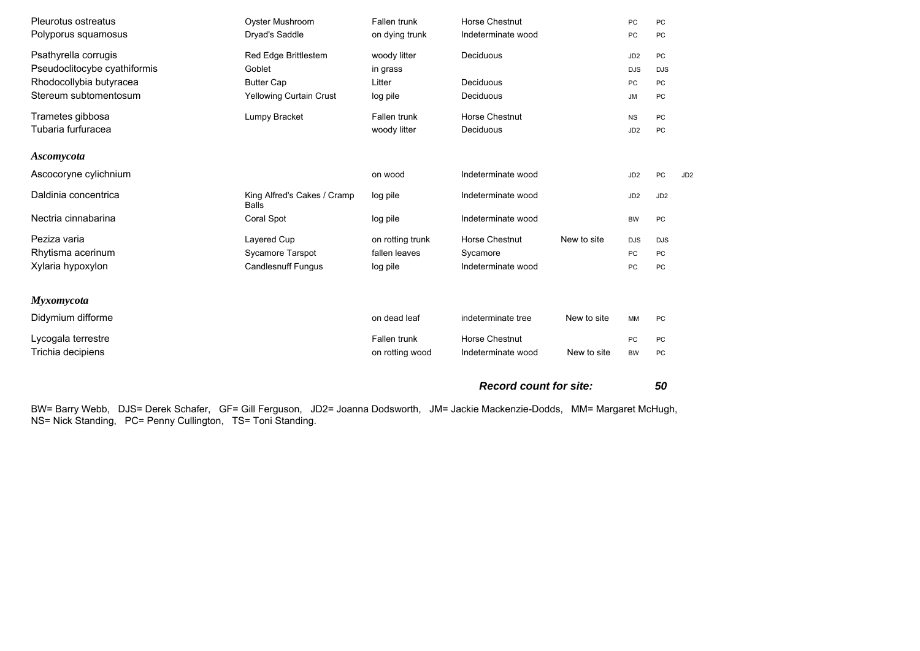| | | | | | | | |
|---|---|---|---|---|---|---|---|
| Pleurotus ostreatus | Oyster Mushroom | Fallen trunk | Horse Chestnut | | PC | PC | |
| Polyporus squamosus | Dryad's Saddle | on dying trunk | Indeterminate wood | | PC | PC | |
| Psathyrella corrugis | Red Edge Brittlestem | woody litter | Deciduous | | JD2 | PC | |
| Pseudoclitocybe cyathiformis | Goblet | in grass | | | DJS | DJS | |
| Rhodocollybia butyracea | Butter Cap | Litter | Deciduous | | PC | PC | |
| Stereum subtomentosum | Yellowing Curtain Crust | log pile | Deciduous | | JM | PC | |
| Trametes gibbosa | Lumpy Bracket | Fallen trunk | Horse Chestnut | | NS | PC | |
| Tubaria furfuracea | | woody litter | Deciduous | | JD2 | PC | |
| ***Ascomycota*** | | | | | | | |
| Ascocoryne cylichnium | | on wood | Indeterminate wood | | JD2 | PC | JD2 |
| Daldinia concentrica | King Alfred's Cakes / Cramp Balls | log pile | Indeterminate wood | | JD2 | JD2 | |
| Nectria cinnabarina | Coral Spot | log pile | Indeterminate wood | | BW | PC | |
| Peziza varia | Layered Cup | on rotting trunk | Horse Chestnut | New to site | DJS | DJS | |
| Rhytisma acerinum | Sycamore Tarspot | fallen leaves | Sycamore | | PC | PC | |
| Xylaria hypoxylon | Candlesnuff Fungus | log pile | Indeterminate wood | | PC | PC | |
| ***Myxomycota*** | | | | | | | |
| Didymium difforme | | on dead leaf | indeterminate tree | New to site | MM | PC | |
| Lycogala terrestre | | Fallen trunk | Horse Chestnut | | PC | PC | |
| Trichia decipiens | | on rotting wood | Indeterminate wood | New to site | BW | PC | |

***Record count for site:*** ***50***

BW= Barry Webb, DJS= Derek Schafer, GF= Gill Ferguson, JD2= Joanna Dodsworth, JM= Jackie Mackenzie-Dodds, MM= Margaret McHugh, NS= Nick Standing, PC= Penny Cullington, TS= Toni Standing.